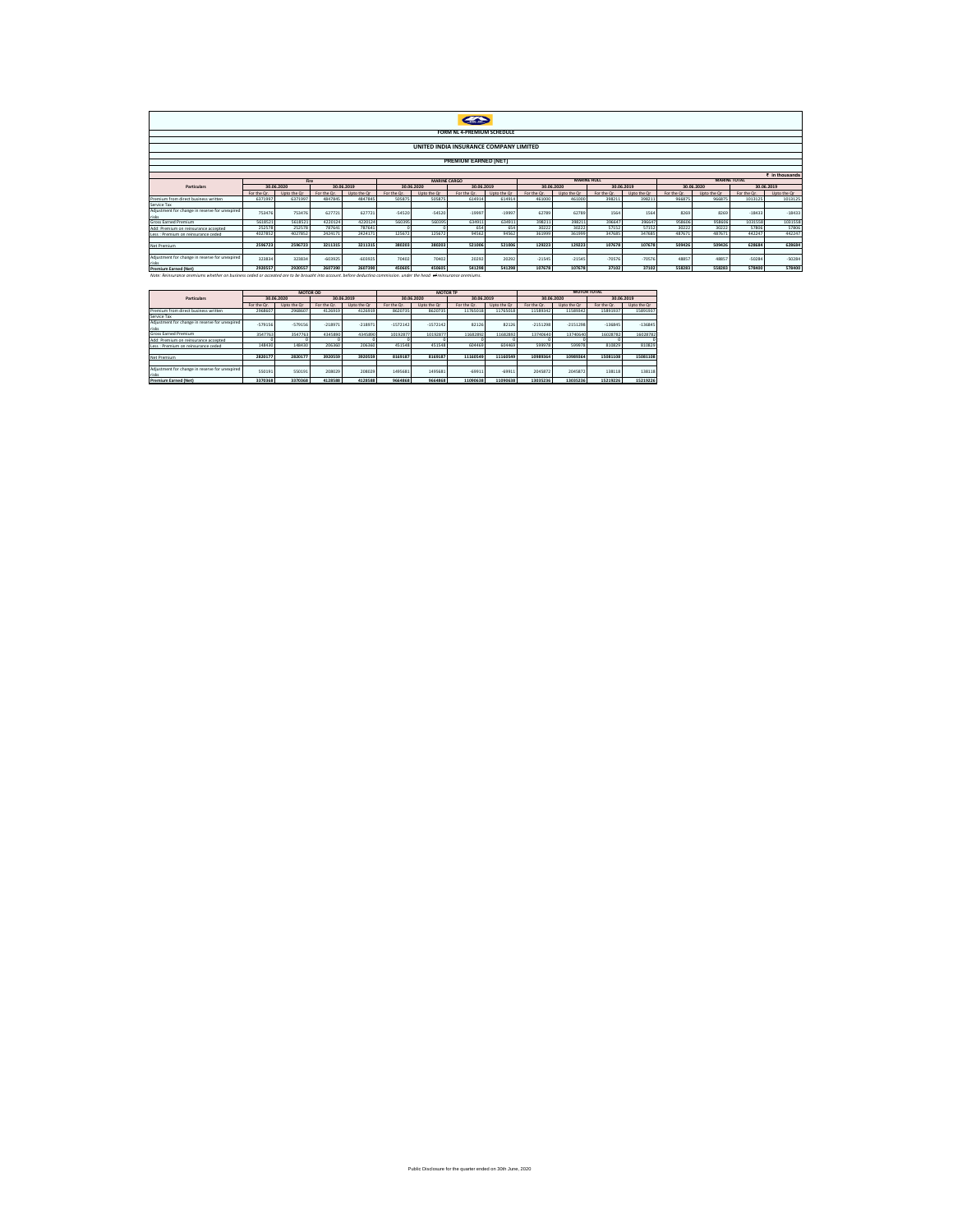# FORM NL 4-PREMIUM SCHEDULE

## UNITED INDIA INSURANCE COMPANY LIMITED

### PREMIUM EARNED [NET]

₹ in thousands

| Particulars | Fire | | | | MARINE CARGO | | | | MARINE HULL | | | | MARINE TOTAL | | | |
|---|---|---|---|---|---|---|---|---|---|---|---|---|---|---|---|---|
| | 30.06.2020 | | 30.06.2019 | | 30.06.2020 | | 30.06.2019 | | 30.06.2020 | | 30.06.2019 | | 30.06.2020 | | 30.06.2019 | |
| | For the Qr | Upto the Qr | For the Qr | Upto the Qr | For the Qr | Upto the Qr | For the Qr | Upto the Qr | For the Qr | Upto the Qr | For the Qr | Upto the Qr | For the Qr | Upto the Qr | For the Qr | Upto the Qr |
| Premium from direct business written | 6371997 | 6371997 | 4847845 | 4847845 | 505875 | 505875 | 614914 | 614914 | 461000 | 461000 | 398211 | 398211 | 966875 | 966875 | 1013125 | 1013125 |
| Service Tax | | | | | | | | | | | | | | | | |
| Adjustment for change in reserve for unexpired risks | 753476 | 753476 | 627721 | 627721 | -54520 | -54520 | -19997 | -19997 | 62789 | 62789 | 1564 | 1564 | 8269 | 8269 | -18433 | -18433 |
| Gross Earned Premium | 5618521 | 5618521 | 4220124 | 4220124 | 560395 | 560395 | 634911 | 634911 | 398211 | 398211 | 396647 | 396647 | 958606 | 958606 | 1031558 | 1031558 |
| Add: Premium on reinsurance accepted | 252578 | 252578 | 787641 | 787641 | 0 | 0 | 654 | 654 | 30222 | 30222 | 57152 | 57152 | 30222 | 30222 | 57806 | 57806 |
| Less : Premium on reinsurance ceded | 4027852 | 4027852 | 2424171 | 2424171 | 125672 | 125672 | 94562 | 94562 | 361999 | 361999 | 347685 | 347685 | 487671 | 487671 | 442247 | 442247 |
| Net Premium | 2596723 | 2596723 | 3211315 | 3211315 | 380203 | 380203 | 521006 | 521006 | 129223 | 129223 | 107678 | 107678 | 509426 | 509426 | 628684 | 628684 |
| Adjustment for change in reserve for unexpired risks | 323834 | 323834 | -603925 | -603925 | 70402 | 70402 | 20292 | 20292 | -21545 | -21545 | -70576 | -70576 | 48857 | 48857 | -50284 | -50284 |
| **Premium Earned (Net)** | **2920557** | **2920557** | **2607390** | **2607390** | **450605** | **450605** | **541298** | **541298** | **107678** | **107678** | **37102** | **37102** | **558283** | **558283** | **578400** | **578400** |

*Note: Reinsurance premiums whether on business ceded or accepted are to be brought into account, before deducting commission, under the head of reinsurance premiums.*

| Particulars | MOTOR OD | | | | MOTOR TP | | | | MOTOR TOTAL | | | |
|---|---|---|---|---|---|---|---|---|---|---|---|---|
| | 30.06.2020 | | 30.06.2019 | | 30.06.2020 | | 30.06.2019 | | 30.06.2020 | | 30.06.2019 | |
| | For the Qr | Upto the Qr | For the Qr | Upto the Qr | For the Qr | Upto the Qr | For the Qr | Upto the Qr | For the Qr | Upto the Qr | For the Qr | Upto the Qr |
| Premium from direct business written | 2968607 | 2968607 | 4126919 | 4126919 | 8620735 | 8620735 | 11765018 | 11765018 | 11589342 | 11589342 | 15891937 | 15891937 |
| Service Tax | | | | | | | | | | | | |
| Adjustment for change in reserve for unexpired risks | -579156 | -579156 | -218971 | -218971 | -1572142 | -1572142 | 82126 | 82126 | -2151298 | -2151298 | -136845 | -136845 |
| Gross Earned Premium | 3547763 | 3547763 | 4345890 | 4345890 | 10192877 | 10192877 | 11682892 | 11682892 | 13740640 | 13740640 | 16028782 | 16028782 |
| Add: Premium on reinsurance accepted | 0 | 0 | 0 | 0 | 0 | 0 | 0 | 0 | 0 | 0 | 0 | 0 |
| Less : Premium on reinsurance ceded | 148430 | 148430 | 206360 | 206360 | 451548 | 451548 | 604469 | 604469 | 599978 | 599978 | 810829 | 810829 |
| Net Premium | 2820177 | 2820177 | 3920559 | 3920559 | 8169187 | 8169187 | 11160549 | 11160549 | 10989364 | 10989364 | 15081108 | 15081108 |
| Adjustment for change in reserve for unexpired risks | 550191 | 550191 | 208029 | 208029 | 1495681 | 1495681 | -69911 | -69911 | 2045872 | 2045872 | 138118 | 138118 |
| **Premium Earned (Net)** | **3370368** | **3370368** | **4128588** | **4128588** | **9664868** | **9664868** | **11090638** | **11090638** | **13035236** | **13035236** | **15219226** | **15219226** |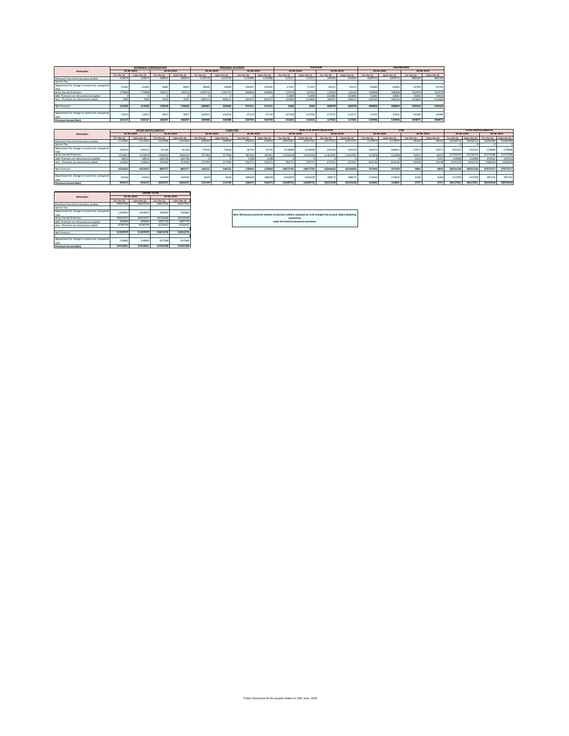| Particulars | WORKMEN COMPENSATION | | | | PERSONAL ACCIDENT | | | | AVIATION | | | | ENGINEERING | | | |
|---|---|---|---|---|---|---|---|---|---|---|---|---|---|---|---|---|
| | 30.06.2020 | | 30.06.2019 | | 30.06.2020 | | 30.06.2019 | | 30.06.2020 | | 30.06.2019 | | 30.06.2020 | | 30.06.2019 | |
| | For the Qr | Upto the Qr | For the Qr | Upto the Qr | For the Qr | Upto the Qr | For the Qr | Upto the Qr | For the Qr | Upto the Qr | For the Qr | Upto the Qr | For the Qr | Upto the Qr | For the Qr | Upto the Qr |
| Premium from direct business written | 159679 | 159679 | 188042 | 188042 | 1235578 | 1235578 | 1135886 | 1135886 | 110217 | 110217 | 164630 | 164630 | 1009755 | 1009755 | 886189 | 886189 |
| Service Tax | | | | | | | | | | | | | | | | |
| Adjustment for change in reserve for unexpired risks | -14181 | -14181 | -8481 | -8481 | 49846 | 49846 | 295041 | 295041 | -27207 | -27207 | 45527 | 45527 | 62865 | 62865 | -24790 | -24790 |
| Gross Earned Premium | 173860 | 173860 | 196523 | 196523 | 1185732 | 1185732 | 840845 | 840845 | 137424 | 137424 | 119103 | 119103 | 946890 | 946890 | 910979 | 910979 |
| Add: Premium on reinsurance accepted | 0 | 0 | 0 | 0 | 0 | 0 | -2 | -2 | 51849 | 51849 | 325885 | 325885 | 53682 | 53682 | 76444 | 76444 |
| Less : Premium on reinsurance ceded | 7984 | 7984 | 9402 | 9402 | 969513 | 969513 | 663973 | 663973 | 155800 | 155800 | 189537 | 189537 | 564543 | 564543 | 413469 | 413469 |
| Net Premium | 151695 | 151695 | 178640 | 178640 | 266065 | 266065 | 471911 | 471911 | 6266 | 6266 | 300978 | 300978 | 498894 | 498894 | 549164 | 549164 |
| Adjustment for change in reserve for unexpired risks | 13472 | 13472 | 8057 | 8057 | -102923 | 102923 | -47119 | -47119 | 147356 | 147356 | -173377 | -173377 | 31052 | 31052 | -54289 | -54289 |
| Premium Earned (Net) | 165167 | 165167 | 186697 | 186697 | 368988 | 368988 | 424792 | 424792 | 153622 | 153622 | 127601 | 127601 | 529946 | 529946 | 494875 | 494875 |

| Particulars | OTHER MISCELLANEOUS | | | | LIABILITIES | | | | HEALTH & HOSPITALISATION | | | | Crop | | | | TOTAL MISCELLANEOUS | | | |
|---|---|---|---|---|---|---|---|---|---|---|---|---|---|---|---|---|---|---|---|---|
| | 30.06.2020 | | 30.06.2019 | | 30.06.2020 | | 30.06.2019 | | 30.06.2020 | | 30.06.2019 | | 30.06.2020 | | 30.06.2019 | | 30.06.2020 | | 30.06.2019 | |
| | For the Qr | Upto the Qr | For the Qr | Upto the Qr | For the Qr | Upto the Qr | For the Qr | Upto the Qr | For the Qr | Upto the Qr | For the Qr | Upto the Qr | For the Qr | Upto the Qr | For the Qr | Upto the Qr | For the Qr | Upto the Qr | For the Qr | Upto the Qr |
| Premium from direct business written | 1114562 | 1114562 | 1315066 | 1315066 | 304049 | 304049 | 450916 | 450916 | 15655567 | 15655567 | 11017571 | 11017571 | 1179973 | 1179973 | 46143 | 46143 | 32358722 | 32358722 | 31096380 | 31096380 |
| Service Tax | | | | | | | | | | | | | | | | | 0 | 0 | 0 | 0 |
| Adjustment for change in reserve for unexpired risks | -100252 | -100252 | -91166 | -91166 | -73434 | -73434 | -36745 | -36745 | 2318998 | 2318998 | -244520 | -244520 | 566915 | 566915 | 23071 | 23071 | 632252 | 632252 | -178906 | -178906 |
| Gross Earned Premium | 1214814 | 1214814 | 1406232 | 1406232 | 377483 | 377483 | 487661 | 487661 | 13336569 | 13336569 | 11262091 | 11262091 | 613058 | 613058 | 23072 | 23072 | 31726470 | 31726470 | 31275286 | 31275286 |
| Add: Premium on reinsurance accepted | 18553 | 18553 | -165746 | -165746 | 0 | 0 | 2198 | 2198 | 0 | 0 | 0 | 0 | 0 | 0 | 3152 | 3152 | 124084 | 124084 | 241931 | 241931 |
| Less : Premium on reinsurance ceded | 110662 | 110662 | 253500 | 253500 | 157494 | 157494 | 293271 | 293271 | 782772 | 782772 | 672915 | 672915 | 842536 | 842536 | 59138 | 59138 | 4191276 | 4191276 | 3366034 | 3366034 |
| Net Premium | 1022453 | 1022453 | 885977 | 885977 | 146555 | 146555 | 159843 | 159843 | 14872795 | 14872795 | 10344656 | 10344656 | 337443 | 337443 | -9843 | -9843 | 28291530 | 28291530 | 27972277 | 27972277 |
| Adjustment for change in reserve for unexpired risks | -63316 | -63316 | 134444 | 134444 | 6644 | 6644 | 186629 | 186629 | -2264070 | -2264070 | 188572 | 188572 | -173642 | -173642 | 6106 | 6106 | -153709 | -153709 | 387141 | 387141 |
| Premium Earned (Net) | 959137 | 959137 | 1026527 | 1026527 | 153199 | 153199 | 346472 | 346472 | 12608725 | 12608725 | 10533228 | 10533228 | 163801 | 163801 | -3737 | -3737 | 28137821 | 28137821 | 28359418 | 28359418 |

| Particulars | GRAND TOTAL | | | |
|---|---|---|---|---|
| | 30.06.2020 | | 30.06.2019 | |
| | For the Qr | Upto the Qr | For the Qr | Upto the Qr |
| Premium from direct business written | 39697594 | 39697594 | 36957350 | 36957350 |
| Service Tax | | | | |
| Adjustment for change in reserve for unexpired risks | 1393997 | 1393997 | 430382 | 430382 |
| Gross Earned Premium | 38303597 | 38303597 | 36526968 | 36526968 |
| Add: Premium on reinsurance accepted | 406884 | 406884 | 1087378 | 1087378 |
| Less : Premium on reinsurance ceded | 8706799 | 8706799 | 6232452 | 6232452 |
| Net Premium | 31397679 | 31397679 | 31812276 | 31812276 |
| Adjustment for change in reserve for unexpired risks | 218982 | 218982 | -267068 | -267068 |
| Premium Earned (Net) | 31616661 | 31616661 | 31545208 | 31545208 |

*Note: Reinsurance premiums whether on business ceded or accepted are to be brought into account, before deducting commission, under the head of reinsurance premiums.*

Public Disclosure for the quarter ended on 30th June, 2020